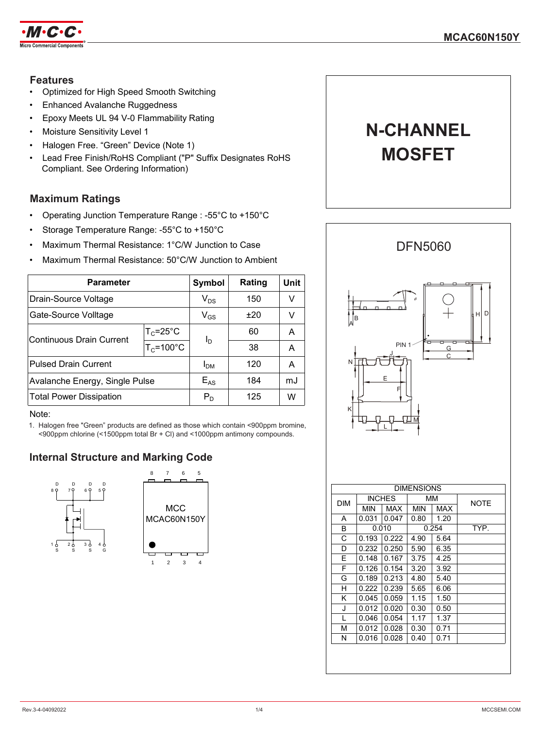# MCAC60N150Y

## Features

- Optimized for High Speed Smooth Switching
- Enhanced Avalanche Ruggedness
- Epoxy Meets UL 94 V-0 Flammability Rating
- Moisture Sensitivity Level 1
- Halogen Free. "Green" Device (Note 1)
- Lead Free Finish/RoHS Compliant ("P" Suffix Designates RoHS Compliant. See Ordering Information)

# N-CHANNEL MOSFET

## Maximum Ratings

- Operating Junction Temperature Range : -55°C to +150°C
- Storage Temperature Range: -55°C to +150°C
- Maximum Thermal Resistance: 1°C/W Junction to Case
- Maximum Thermal Resistance: 50°C/W Junction to Ambient

| Parameter | | Symbol | Rating | Unit |
|---|---|---|---|---|
| Drain-Source Voltage | | $V_{DS}$ | 150 | V |
| Gate-Source Volltage | | $V_{GS}$ | ±20 | V |
| Continuous Drain Current | $T_C$=25°C | $I_D$ | 60 | A |
| | $T_C$=100°C | | 38 | A |
| Pulsed Drain Current | | $I_{DM}$ | 120 | A |
| Avalanche Energy, Single Pulse | | $E_{AS}$ | 184 | mJ |
| Total Power Dissipation | | $P_D$ | 125 | W |

Note:

1. Halogen free "Green" products are defined as those which contain <900ppm bromine, <900ppm chlorine (<1500ppm total Br + Cl) and <1000ppm antimony compounds.

## Internal Structure and Marking Code

D D D D
8 7 6 5

1 2 3 4
S S S G

MCC
MCAC60N150Y

## DFN5060

| DIM | INCHES | | MM | | NOTE |
|---|---|---|---|---|---|
| | MIN | MAX | MIN | MAX | |
| A | 0.031 | 0.047 | 0.80 | 1.20 | |
| B | 0.010 | | 0.254 | | TYP. |
| C | 0.193 | 0.222 | 4.90 | 5.64 | |
| D | 0.232 | 0.250 | 5.90 | 6.35 | |
| E | 0.148 | 0.167 | 3.75 | 4.25 | |
| F | 0.126 | 0.154 | 3.20 | 3.92 | |
| G | 0.189 | 0.213 | 4.80 | 5.40 | |
| H | 0.222 | 0.239 | 5.65 | 6.06 | |
| K | 0.045 | 0.059 | 1.15 | 1.50 | |
| J | 0.012 | 0.020 | 0.30 | 0.50 | |
| L | 0.046 | 0.054 | 1.17 | 1.37 | |
| M | 0.012 | 0.028 | 0.30 | 0.71 | |
| N | 0.016 | 0.028 | 0.40 | 0.71 | |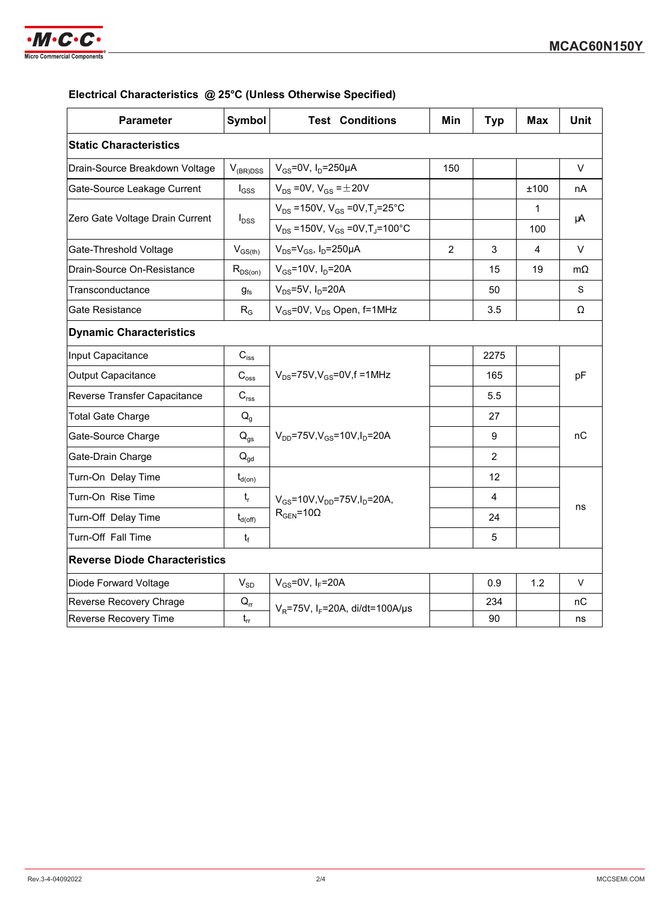## Electrical Characteristics @ 25°C (Unless Otherwise Specified)

| Parameter | Symbol | Test Conditions | Min | Typ | Max | Unit |
|---|---|---|---|---|---|---|
| **Static Characteristics** | | | | | | |
| Drain-Source Breakdown Voltage | $V_{(BR)DSS}$ | $V_{GS}$=0V, $I_D$=250μA | 150 | | | V |
| Gate-Source Leakage Current | $I_{GSS}$ | $V_{DS}$ =0V, $V_{GS}$ =±20V | | | ±100 | nA |
| Zero Gate Voltage Drain Current | $I_{DSS}$ | $V_{DS}$ =150V, $V_{GS}$ =0V,$T_J$=25°C | | | 1 | μA |
| | | $V_{DS}$ =150V, $V_{GS}$ =0V,$T_J$=100°C | | | 100 | |
| Gate-Threshold Voltage | $V_{GS(th)}$ | $V_{DS}$=$V_{GS}$, $I_D$=250μA | 2 | 3 | 4 | V |
| Drain-Source On-Resistance | $R_{DS(on)}$ | $V_{GS}$=10V, $I_D$=20A | | 15 | 19 | mΩ |
| Transconductance | $g_{fs}$ | $V_{DS}$=5V, $I_D$=20A | | 50 | | S |
| Gate Resistance | $R_G$ | $V_{GS}$=0V, $V_{DS}$ Open, f=1MHz | | 3.5 | | Ω |
| **Dynamic Characteristics** | | | | | | |
| Input Capacitance | $C_{iss}$ | $V_{DS}$=75V,$V_{GS}$=0V,f =1MHz | | 2275 | | pF |
| Output Capacitance | $C_{oss}$ | | | 165 | | |
| Reverse Transfer Capacitance | $C_{rss}$ | | | 5.5 | | |
| Total Gate Charge | $Q_g$ | $V_{DD}$=75V,$V_{GS}$=10V,$I_D$=20A | | 27 | | nC |
| Gate-Source Charge | $Q_{gs}$ | | | 9 | | |
| Gate-Drain Charge | $Q_{gd}$ | | | 2 | | |
| Turn-On Delay Time | $t_{d(on)}$ | $V_{GS}$=10V,$V_{DD}$=75V,$I_D$=20A, $R_{GEN}$=10Ω | | 12 | | ns |
| Turn-On Rise Time | $t_r$ | | | 4 | | |
| Turn-Off Delay Time | $t_{d(off)}$ | | | 24 | | |
| Turn-Off Fall Time | $t_f$ | | | 5 | | |
| **Reverse Diode Characteristics** | | | | | | |
| Diode Forward Voltage | $V_{SD}$ | $V_{GS}$=0V, $I_F$=20A | | 0.9 | 1.2 | V |
| Reverse Recovery Chrage | $Q_{rr}$ | $V_R$=75V, $I_F$=20A, di/dt=100A/μs | | 234 | | nC |
| Reverse Recovery Time | $t_{rr}$ | | | 90 | | ns |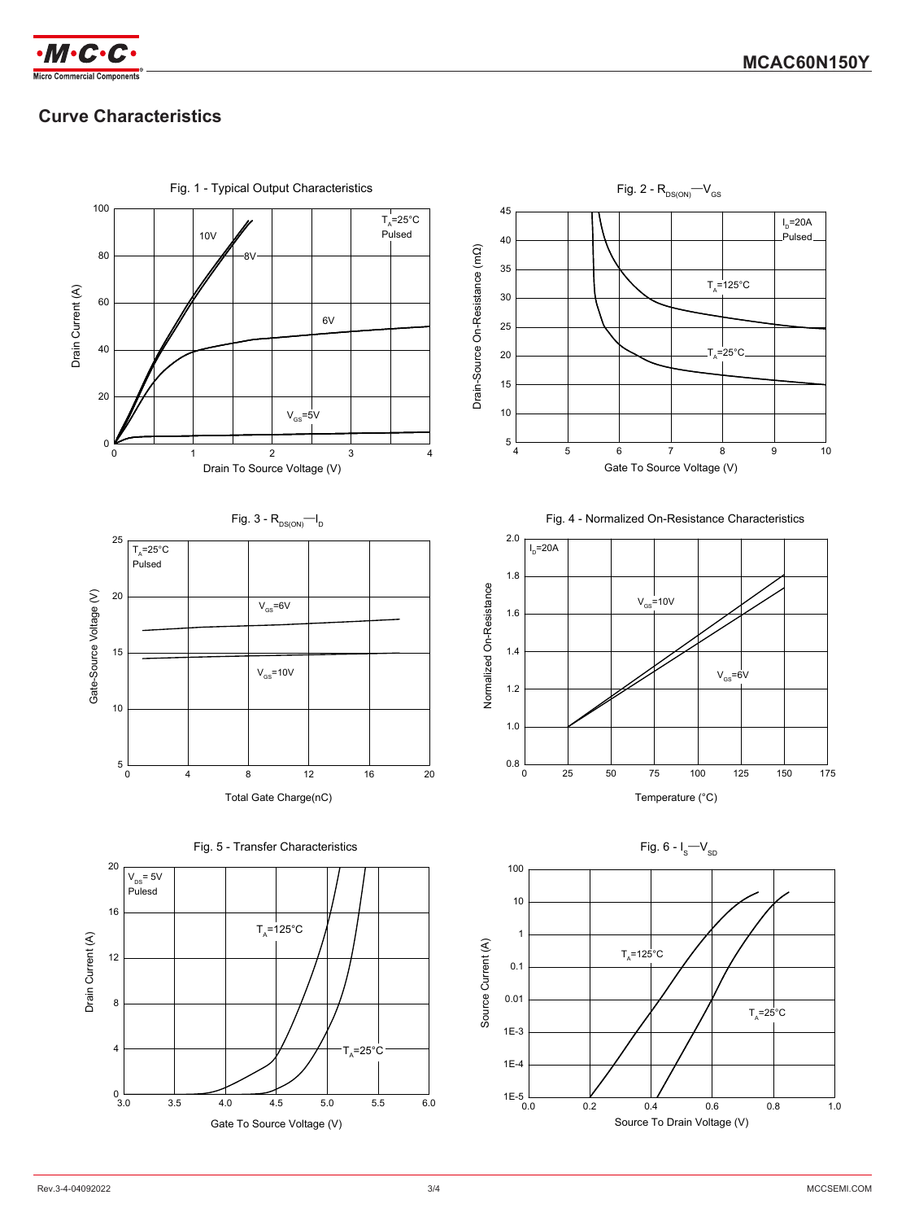## Curve Characteristics

Fig. 1 - Typical Output Characteristics

$T_A$=25°C
Pulsed

10V
8V
6V
$V_{GS}$=5V

Drain Current (A)

Drain To Source Voltage (V)

Fig. 2 - $R_{DS(ON)}$—$V_{GS}$

$I_D$=20A
Pulsed

$T_A$=125°C
$T_A$=25°C

Drain-Source On-Resistance (mΩ)

Gate To Source Voltage (V)

Fig. 3 - $R_{DS(ON)}$—$I_D$

$T_A$=25°C
Pulsed

$V_{GS}$=6V
$V_{GS}$=10V

Gate-Source Voltage (V)

Total Gate Charge(nC)

Fig. 4 - Normalized On-Resistance Characteristics

$I_D$=20A

$V_{GS}$=10V
$V_{GS}$=6V

Normalized On-Resistance

Temperature (°C)

Fig. 5 - Transfer Characteristics

$V_{DS}$= 5V
Pulesd

$T_A$=125°C
$T_A$=25°C

Drain Current (A)

Gate To Source Voltage (V)

Fig. 6 - $I_S$—$V_{SD}$

$T_A$=125°C
$T_A$=25°C

Source Current (A)

Source To Drain Voltage (V)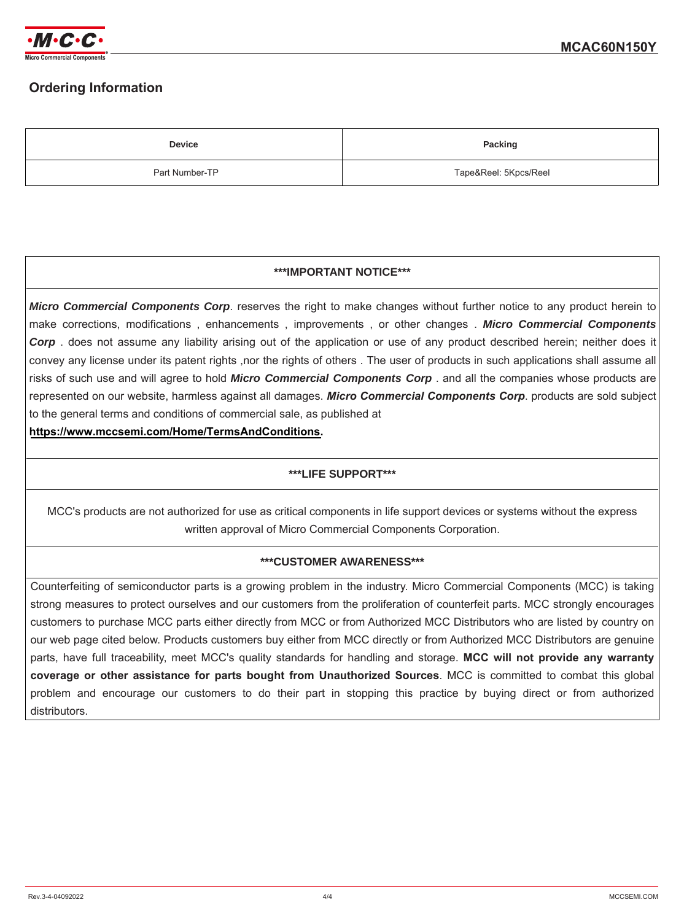## Ordering Information

| Device | Packing |
| --- | --- |
| Part Number-TP | Tape&Reel: 5Kpcs/Reel |

**\*\*\*IMPORTANT NOTICE\*\*\***

***Micro Commercial Components Corp***. reserves the right to make changes without further notice to any product herein to make corrections, modifications , enhancements , improvements , or other changes . ***Micro Commercial Components Corp*** . does not assume any liability arising out of the application or use of any product described herein; neither does it convey any license under its patent rights ,nor the rights of others . The user of products in such applications shall assume all risks of such use and will agree to hold ***Micro Commercial Components Corp*** . and all the companies whose products are represented on our website, harmless against all damages. ***Micro Commercial Components Corp***. products are sold subject to the general terms and conditions of commercial sale, as published at **https://www.mccsemi.com/Home/TermsAndConditions.**

**\*\*\*LIFE SUPPORT\*\*\***

MCC's products are not authorized for use as critical components in life support devices or systems without the express written approval of Micro Commercial Components Corporation.

**\*\*\*CUSTOMER AWARENESS\*\*\***

Counterfeiting of semiconductor parts is a growing problem in the industry. Micro Commercial Components (MCC) is taking strong measures to protect ourselves and our customers from the proliferation of counterfeit parts. MCC strongly encourages customers to purchase MCC parts either directly from MCC or from Authorized MCC Distributors who are listed by country on our web page cited below. Products customers buy either from MCC directly or from Authorized MCC Distributors are genuine parts, have full traceability, meet MCC's quality standards for handling and storage. **MCC will not provide any warranty coverage or other assistance for parts bought from Unauthorized Sources**. MCC is committed to combat this global problem and encourage our customers to do their part in stopping this practice by buying direct or from authorized distributors.